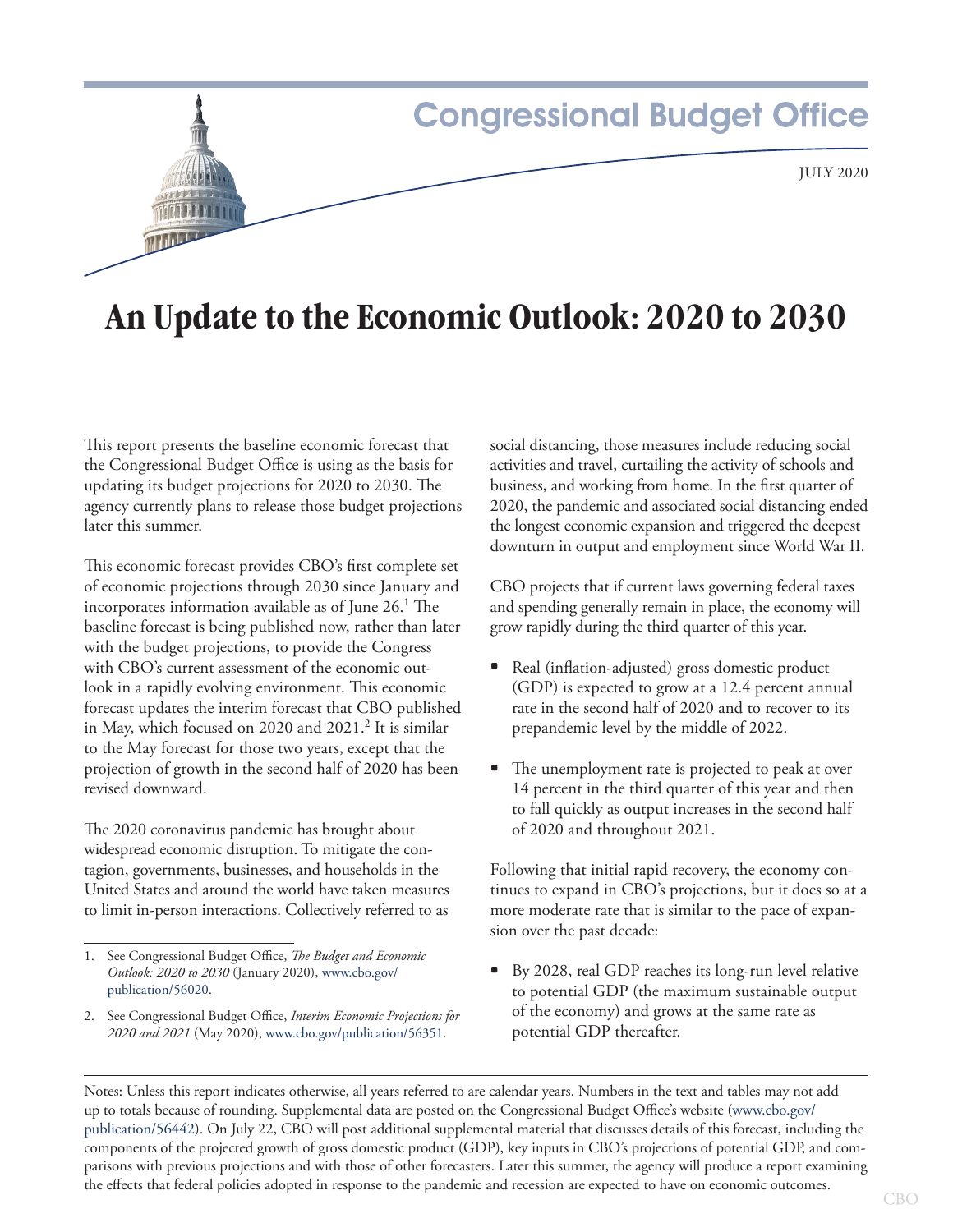Congressional Budget Office

JULY 2020

# An Update to the Economic Outlook: 2020 to 2030

This report presents the baseline economic forecast that the Congressional Budget Office is using as the basis for updating its budget projections for 2020 to 2030. The agency currently plans to release those budget projections later this summer.

This economic forecast provides CBO's first complete set of economic projections through 2030 since January and incorporates information available as of June 26.[1] The baseline forecast is being published now, rather than later with the budget projections, to provide the Congress with CBO's current assessment of the economic outlook in a rapidly evolving environment. This economic forecast updates the interim forecast that CBO published in May, which focused on 2020 and 2021.[2] It is similar to the May forecast for those two years, except that the projection of growth in the second half of 2020 has been revised downward.

The 2020 coronavirus pandemic has brought about widespread economic disruption. To mitigate the contagion, governments, businesses, and households in the United States and around the world have taken measures to limit in-person interactions. Collectively referred to as social distancing, those measures include reducing social activities and travel, curtailing the activity of schools and business, and working from home. In the first quarter of 2020, the pandemic and associated social distancing ended the longest economic expansion and triggered the deepest downturn in output and employment since World War II.

CBO projects that if current laws governing federal taxes and spending generally remain in place, the economy will grow rapidly during the third quarter of this year.

- Real (inflation-adjusted) gross domestic product (GDP) is expected to grow at a 12.4 percent annual rate in the second half of 2020 and to recover to its prepandemic level by the middle of 2022.
- The unemployment rate is projected to peak at over 14 percent in the third quarter of this year and then to fall quickly as output increases in the second half of 2020 and throughout 2021.

Following that initial rapid recovery, the economy continues to expand in CBO's projections, but it does so at a more moderate rate that is similar to the pace of expansion over the past decade:

- By 2028, real GDP reaches its long-run level relative to potential GDP (the maximum sustainable output of the economy) and grows at the same rate as potential GDP thereafter.

1. See Congressional Budget Office, *The Budget and Economic Outlook: 2020 to 2030* (January 2020), www.cbo.gov/publication/56020.

2. See Congressional Budget Office, *Interim Economic Projections for 2020 and 2021* (May 2020), www.cbo.gov/publication/56351.

Notes: Unless this report indicates otherwise, all years referred to are calendar years. Numbers in the text and tables may not add up to totals because of rounding. Supplemental data are posted on the Congressional Budget Office's website (www.cbo.gov/publication/56442). On July 22, CBO will post additional supplemental material that discusses details of this forecast, including the components of the projected growth of gross domestic product (GDP), key inputs in CBO's projections of potential GDP, and comparisons with previous projections and with those of other forecasters. Later this summer, the agency will produce a report examining the effects that federal policies adopted in response to the pandemic and recession are expected to have on economic outcomes.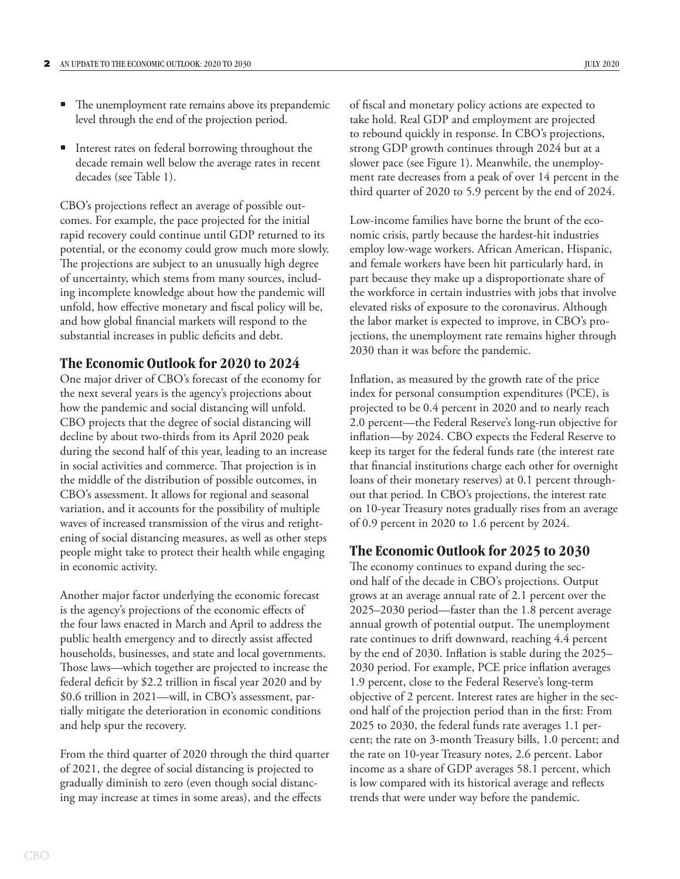- The unemployment rate remains above its prepandemic level through the end of the projection period.
- Interest rates on federal borrowing throughout the decade remain well below the average rates in recent decades (see Table 1).

CBO's projections reflect an average of possible outcomes. For example, the pace projected for the initial rapid recovery could continue until GDP returned to its potential, or the economy could grow much more slowly. The projections are subject to an unusually high degree of uncertainty, which stems from many sources, including incomplete knowledge about how the pandemic will unfold, how effective monetary and fiscal policy will be, and how global financial markets will respond to the substantial increases in public deficits and debt.

## The Economic Outlook for 2020 to 2024

One major driver of CBO's forecast of the economy for the next several years is the agency's projections about how the pandemic and social distancing will unfold. CBO projects that the degree of social distancing will decline by about two-thirds from its April 2020 peak during the second half of this year, leading to an increase in social activities and commerce. That projection is in the middle of the distribution of possible outcomes, in CBO's assessment. It allows for regional and seasonal variation, and it accounts for the possibility of multiple waves of increased transmission of the virus and retightening of social distancing measures, as well as other steps people might take to protect their health while engaging in economic activity.

Another major factor underlying the economic forecast is the agency's projections of the economic effects of the four laws enacted in March and April to address the public health emergency and to directly assist affected households, businesses, and state and local governments. Those laws—which together are projected to increase the federal deficit by $2.2 trillion in fiscal year 2020 and by $0.6 trillion in 2021—will, in CBO's assessment, partially mitigate the deterioration in economic conditions and help spur the recovery.

From the third quarter of 2020 through the third quarter of 2021, the degree of social distancing is projected to gradually diminish to zero (even though social distancing may increase at times in some areas), and the effects of fiscal and monetary policy actions are expected to take hold. Real GDP and employment are projected to rebound quickly in response. In CBO's projections, strong GDP growth continues through 2024 but at a slower pace (see Figure 1). Meanwhile, the unemployment rate decreases from a peak of over 14 percent in the third quarter of 2020 to 5.9 percent by the end of 2024.

Low-income families have borne the brunt of the economic crisis, partly because the hardest-hit industries employ low-wage workers. African American, Hispanic, and female workers have been hit particularly hard, in part because they make up a disproportionate share of the workforce in certain industries with jobs that involve elevated risks of exposure to the coronavirus. Although the labor market is expected to improve, in CBO's projections, the unemployment rate remains higher through 2030 than it was before the pandemic.

Inflation, as measured by the growth rate of the price index for personal consumption expenditures (PCE), is projected to be 0.4 percent in 2020 and to nearly reach 2.0 percent—the Federal Reserve's long-run objective for inflation—by 2024. CBO expects the Federal Reserve to keep its target for the federal funds rate (the interest rate that financial institutions charge each other for overnight loans of their monetary reserves) at 0.1 percent throughout that period. In CBO's projections, the interest rate on 10-year Treasury notes gradually rises from an average of 0.9 percent in 2020 to 1.6 percent by 2024.

## The Economic Outlook for 2025 to 2030

The economy continues to expand during the second half of the decade in CBO's projections. Output grows at an average annual rate of 2.1 percent over the 2025–2030 period—faster than the 1.8 percent average annual growth of potential output. The unemployment rate continues to drift downward, reaching 4.4 percent by the end of 2030. Inflation is stable during the 2025–2030 period. For example, PCE price inflation averages 1.9 percent, close to the Federal Reserve's long-term objective of 2 percent. Interest rates are higher in the second half of the projection period than in the first: From 2025 to 2030, the federal funds rate averages 1.1 percent; the rate on 3-month Treasury bills, 1.0 percent; and the rate on 10-year Treasury notes, 2.6 percent. Labor income as a share of GDP averages 58.1 percent, which is low compared with its historical average and reflects trends that were under way before the pandemic.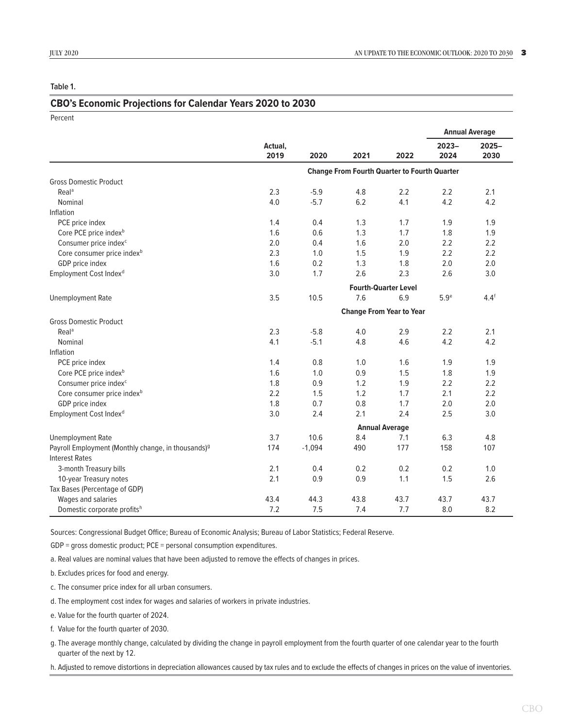Table 1.

## CBO's Economic Projections for Calendar Years 2020 to 2030

Percent

| | Actual, 2019 | 2020 | 2021 | 2022 | Annual Average 2023–2024 | Annual Average 2025–2030 |
|---|---|---|---|---|---|---|
| | **Change From Fourth Quarter to Fourth Quarter** | | | | | |
| Gross Domestic Product | | | | | | |
| Real[a] | 2.3 | -5.9 | 4.8 | 2.2 | 2.2 | 2.1 |
| Nominal | 4.0 | -5.7 | 6.2 | 4.1 | 4.2 | 4.2 |
| Inflation | | | | | | |
| PCE price index | 1.4 | 0.4 | 1.3 | 1.7 | 1.9 | 1.9 |
| Core PCE price index[b] | 1.6 | 0.6 | 1.3 | 1.7 | 1.8 | 1.9 |
| Consumer price index[c] | 2.0 | 0.4 | 1.6 | 2.0 | 2.2 | 2.2 |
| Core consumer price index[b] | 2.3 | 1.0 | 1.5 | 1.9 | 2.2 | 2.2 |
| GDP price index | 1.6 | 0.2 | 1.3 | 1.8 | 2.0 | 2.0 |
| Employment Cost Index[d] | 3.0 | 1.7 | 2.6 | 2.3 | 2.6 | 3.0 |
| | **Fourth-Quarter Level** | | | | | |
| Unemployment Rate | 3.5 | 10.5 | 7.6 | 6.9 | 5.9[e] | 4.4[f] |
| | **Change From Year to Year** | | | | | |
| Gross Domestic Product | | | | | | |
| Real[a] | 2.3 | -5.8 | 4.0 | 2.9 | 2.2 | 2.1 |
| Nominal | 4.1 | -5.1 | 4.8 | 4.6 | 4.2 | 4.2 |
| Inflation | | | | | | |
| PCE price index | 1.4 | 0.8 | 1.0 | 1.6 | 1.9 | 1.9 |
| Core PCE price index[b] | 1.6 | 1.0 | 0.9 | 1.5 | 1.8 | 1.9 |
| Consumer price index[c] | 1.8 | 0.9 | 1.2 | 1.9 | 2.2 | 2.2 |
| Core consumer price index[b] | 2.2 | 1.5 | 1.2 | 1.7 | 2.1 | 2.2 |
| GDP price index | 1.8 | 0.7 | 0.8 | 1.7 | 2.0 | 2.0 |
| Employment Cost Index[d] | 3.0 | 2.4 | 2.1 | 2.4 | 2.5 | 3.0 |
| | **Annual Average** | | | | | |
| Unemployment Rate | 3.7 | 10.6 | 8.4 | 7.1 | 6.3 | 4.8 |
| Payroll Employment (Monthly change, in thousands)[g] | 174 | -1,094 | 490 | 177 | 158 | 107 |
| Interest Rates | | | | | | |
| 3-month Treasury bills | 2.1 | 0.4 | 0.2 | 0.2 | 0.2 | 1.0 |
| 10-year Treasury notes | 2.1 | 0.9 | 0.9 | 1.1 | 1.5 | 2.6 |
| Tax Bases (Percentage of GDP) | | | | | | |
| Wages and salaries | 43.4 | 44.3 | 43.8 | 43.7 | 43.7 | 43.7 |
| Domestic corporate profits[h] | 7.2 | 7.5 | 7.4 | 7.7 | 8.0 | 8.2 |

Sources: Congressional Budget Office; Bureau of Economic Analysis; Bureau of Labor Statistics; Federal Reserve.

GDP = gross domestic product; PCE = personal consumption expenditures.

a. Real values are nominal values that have been adjusted to remove the effects of changes in prices.

b. Excludes prices for food and energy.

c. The consumer price index for all urban consumers.

d. The employment cost index for wages and salaries of workers in private industries.

e. Value for the fourth quarter of 2024.

f. Value for the fourth quarter of 2030.

g. The average monthly change, calculated by dividing the change in payroll employment from the fourth quarter of one calendar year to the fourth quarter of the next by 12.

h. Adjusted to remove distortions in depreciation allowances caused by tax rules and to exclude the effects of changes in prices on the value of inventories.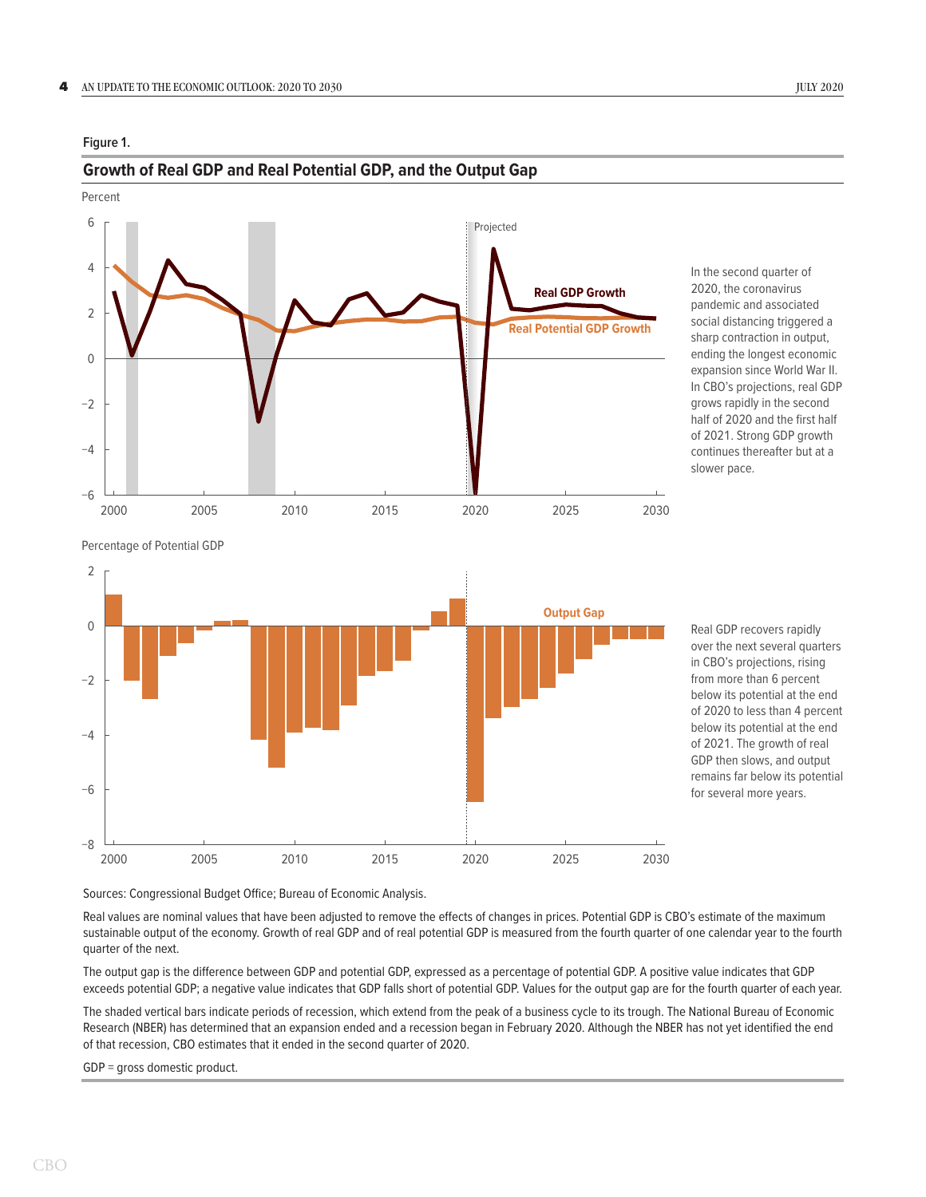Figure 1.

## Growth of Real GDP and Real Potential GDP, and the Output Gap

In the second quarter of 2020, the coronavirus pandemic and associated social distancing triggered a sharp contraction in output, ending the longest economic expansion since World War II. In CBO's projections, real GDP grows rapidly in the second half of 2020 and the first half of 2021. Strong GDP growth continues thereafter but at a slower pace.

Real GDP recovers rapidly over the next several quarters in CBO's projections, rising from more than 6 percent below its potential at the end of 2020 to less than 4 percent below its potential at the end of 2021. The growth of real GDP then slows, and output remains far below its potential for several more years.

Sources: Congressional Budget Office; Bureau of Economic Analysis.

Real values are nominal values that have been adjusted to remove the effects of changes in prices. Potential GDP is CBO's estimate of the maximum sustainable output of the economy. Growth of real GDP and of real potential GDP is measured from the fourth quarter of one calendar year to the fourth quarter of the next.

The output gap is the difference between GDP and potential GDP, expressed as a percentage of potential GDP. A positive value indicates that GDP exceeds potential GDP; a negative value indicates that GDP falls short of potential GDP. Values for the output gap are for the fourth quarter of each year.

The shaded vertical bars indicate periods of recession, which extend from the peak of a business cycle to its trough. The National Bureau of Economic Research (NBER) has determined that an expansion ended and a recession began in February 2020. Although the NBER has not yet identified the end of that recession, CBO estimates that it ended in the second quarter of 2020.

GDP = gross domestic product.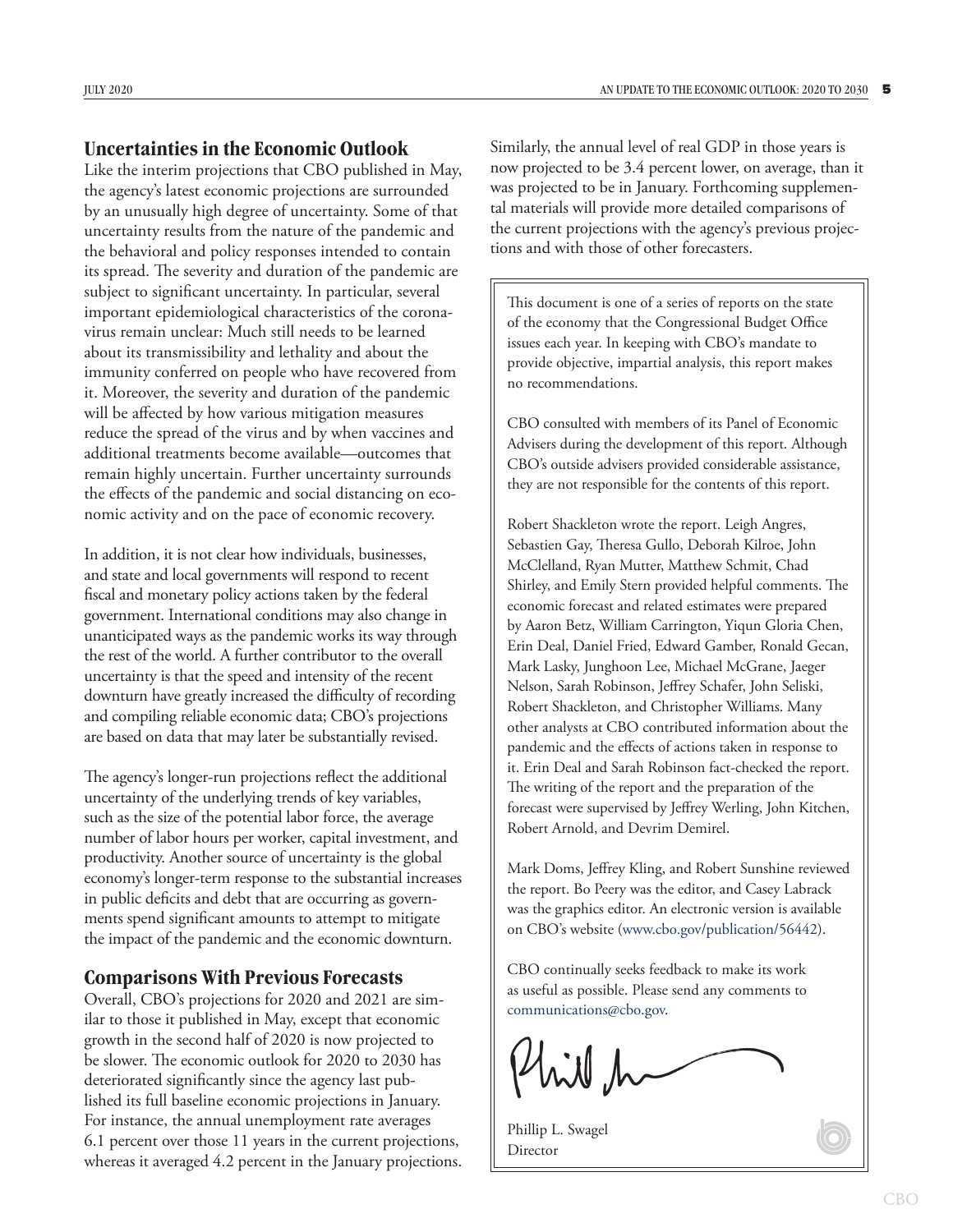## Uncertainties in the Economic Outlook

Like the interim projections that CBO published in May, the agency's latest economic projections are surrounded by an unusually high degree of uncertainty. Some of that uncertainty results from the nature of the pandemic and the behavioral and policy responses intended to contain its spread. The severity and duration of the pandemic are subject to significant uncertainty. In particular, several important epidemiological characteristics of the coronavirus remain unclear: Much still needs to be learned about its transmissibility and lethality and about the immunity conferred on people who have recovered from it. Moreover, the severity and duration of the pandemic will be affected by how various mitigation measures reduce the spread of the virus and by when vaccines and additional treatments become available—outcomes that remain highly uncertain. Further uncertainty surrounds the effects of the pandemic and social distancing on economic activity and on the pace of economic recovery.

In addition, it is not clear how individuals, businesses, and state and local governments will respond to recent fiscal and monetary policy actions taken by the federal government. International conditions may also change in unanticipated ways as the pandemic works its way through the rest of the world. A further contributor to the overall uncertainty is that the speed and intensity of the recent downturn have greatly increased the difficulty of recording and compiling reliable economic data; CBO's projections are based on data that may later be substantially revised.

The agency's longer-run projections reflect the additional uncertainty of the underlying trends of key variables, such as the size of the potential labor force, the average number of labor hours per worker, capital investment, and productivity. Another source of uncertainty is the global economy's longer-term response to the substantial increases in public deficits and debt that are occurring as governments spend significant amounts to attempt to mitigate the impact of the pandemic and the economic downturn.

## Comparisons With Previous Forecasts

Overall, CBO's projections for 2020 and 2021 are similar to those it published in May, except that economic growth in the second half of 2020 is now projected to be slower. The economic outlook for 2020 to 2030 has deteriorated significantly since the agency last published its full baseline economic projections in January. For instance, the annual unemployment rate averages 6.1 percent over those 11 years in the current projections, whereas it averaged 4.2 percent in the January projections. Similarly, the annual level of real GDP in those years is now projected to be 3.4 percent lower, on average, than it was projected to be in January. Forthcoming supplemental materials will provide more detailed comparisons of the current projections with the agency's previous projections and with those of other forecasters.

---

This document is one of a series of reports on the state of the economy that the Congressional Budget Office issues each year. In keeping with CBO's mandate to provide objective, impartial analysis, this report makes no recommendations.

CBO consulted with members of its Panel of Economic Advisers during the development of this report. Although CBO's outside advisers provided considerable assistance, they are not responsible for the contents of this report.

Robert Shackleton wrote the report. Leigh Angres, Sebastien Gay, Theresa Gullo, Deborah Kilroe, John McClelland, Ryan Mutter, Matthew Schmit, Chad Shirley, and Emily Stern provided helpful comments. The economic forecast and related estimates were prepared by Aaron Betz, William Carrington, Yiqun Gloria Chen, Erin Deal, Daniel Fried, Edward Gamber, Ronald Gecan, Mark Lasky, Junghoon Lee, Michael McGrane, Jaeger Nelson, Sarah Robinson, Jeffrey Schafer, John Seliski, Robert Shackleton, and Christopher Williams. Many other analysts at CBO contributed information about the pandemic and the effects of actions taken in response to it. Erin Deal and Sarah Robinson fact-checked the report. The writing of the report and the preparation of the forecast were supervised by Jeffrey Werling, John Kitchen, Robert Arnold, and Devrim Demirel.

Mark Doms, Jeffrey Kling, and Robert Sunshine reviewed the report. Bo Peery was the editor, and Casey Labrack was the graphics editor. An electronic version is available on CBO's website (www.cbo.gov/publication/56442).

CBO continually seeks feedback to make its work as useful as possible. Please send any comments to communications@cbo.gov.

Phillip L. Swagel
Director